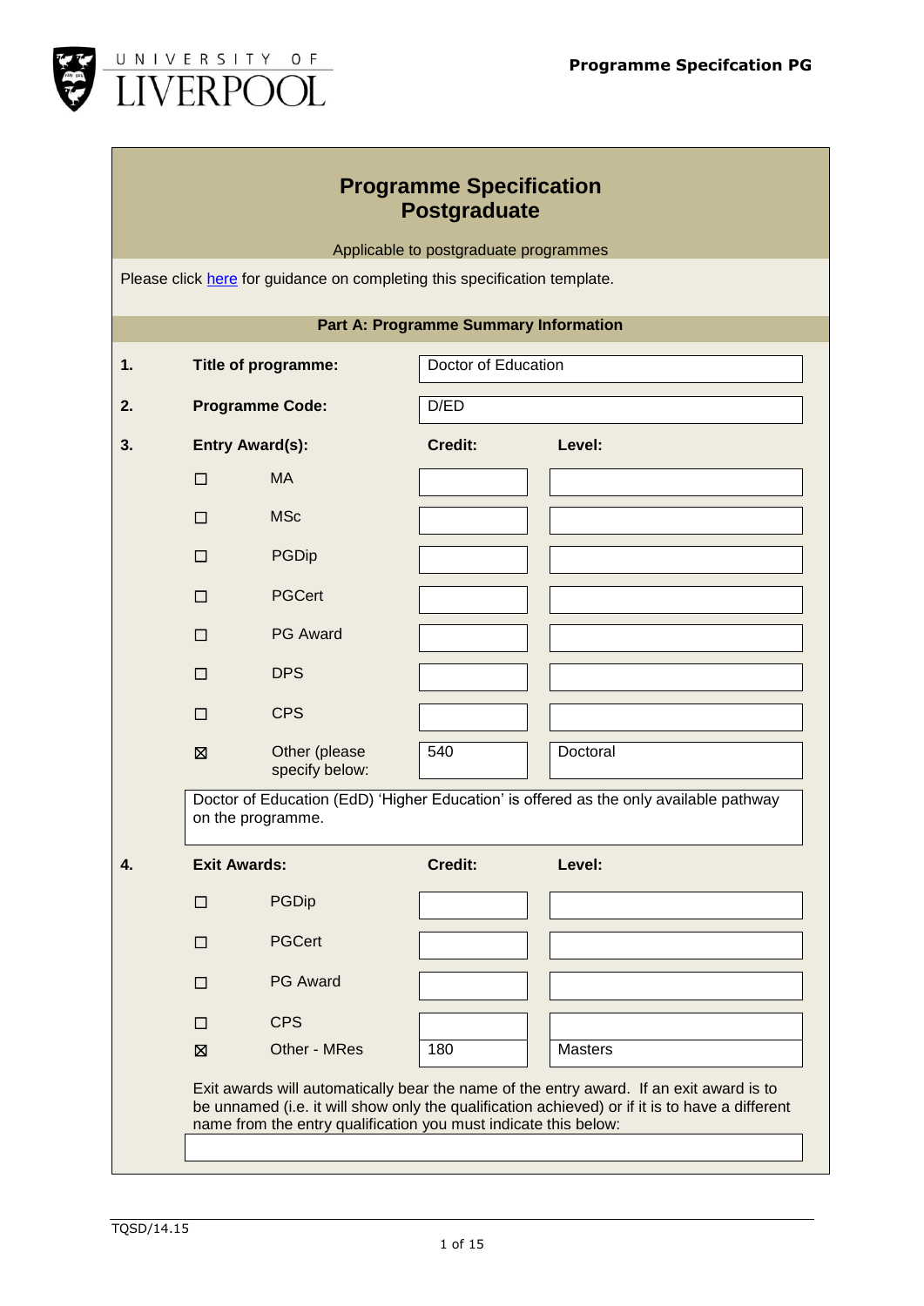# Programme Specification Postgraduate

Applicable to postgraduate programmes

Please click here for guidance on completing this specification template.

## Part A: Programme Summary Information

| | | | |
|---|---|---|---|
| **1.** | **Title of programme:** | Doctor of Education | |
| **2.** | **Programme Code:** | D/ED | |

**3. Entry Award(s):**

| | Award | Credit: | Level: |
|---|---|---|---|
| ☐ | MA | | |
| ☐ | MSc | | |
| ☐ | PGDip | | |
| ☐ | PGCert | | |
| ☐ | PG Award | | |
| ☐ | DPS | | |
| ☐ | CPS | | |
| ☒ | Other (please specify below: | 540 | Doctoral |

Doctor of Education (EdD) 'Higher Education' is offered as the only available pathway on the programme.

**4. Exit Awards:**

| | Award | Credit: | Level: |
|---|---|---|---|
| ☐ | PGDip | | |
| ☐ | PGCert | | |
| ☐ | PG Award | | |
| ☐ | CPS | | |
| ☒ | Other - MRes | 180 | Masters |

Exit awards will automatically bear the name of the entry award. If an exit award is to be unnamed (i.e. it will show only the qualification achieved) or if it is to have a different name from the entry qualification you must indicate this below:

TQSD/14.15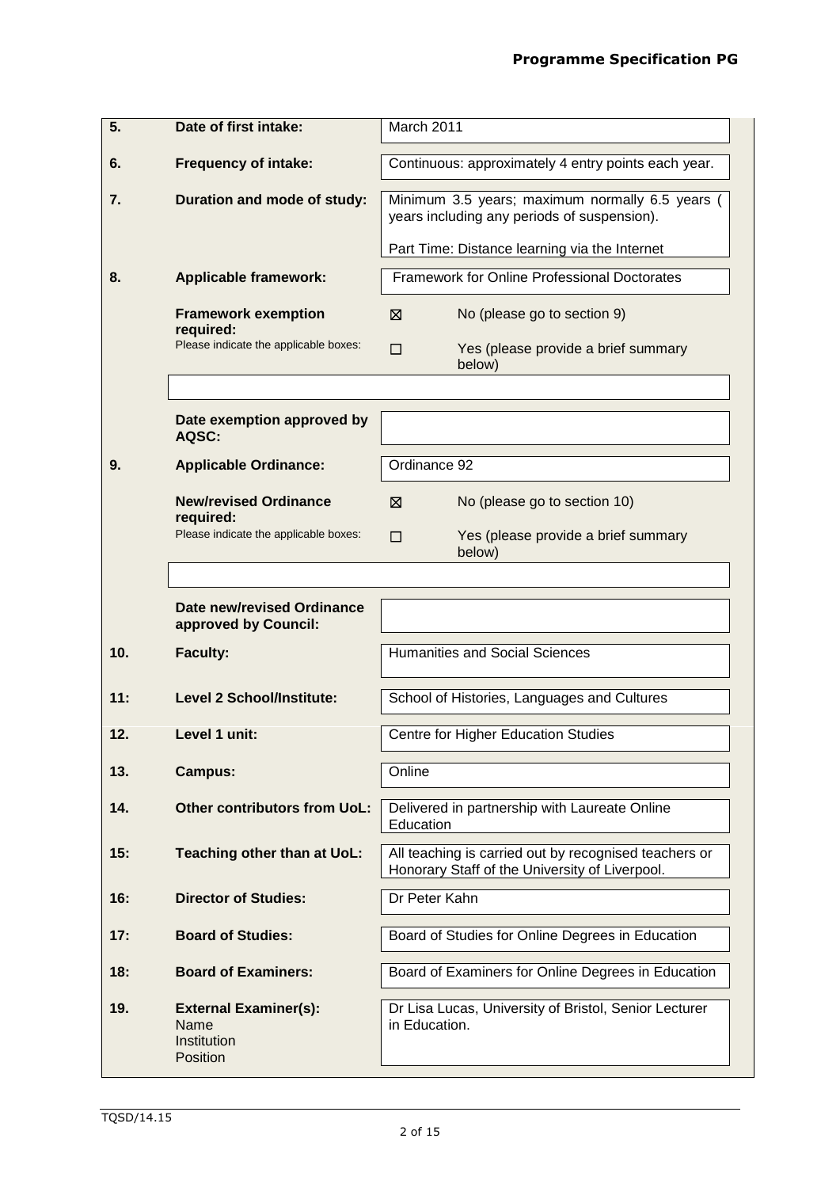| | | |
|---|---|---|
| **5.** | **Date of first intake:** | March 2011 |
| **6.** | **Frequency of intake:** | Continuous: approximately 4 entry points each year. |
| **7.** | **Duration and mode of study:** | Minimum 3.5 years; maximum normally 6.5 years ( years including any periods of suspension).<br><br>Part Time: Distance learning via the Internet |
| **8.** | **Applicable framework:** | Framework for Online Professional Doctorates |
| | **Framework exemption required:**<br>Please indicate the applicable boxes: | ☒ No (please go to section 9)<br>☐ Yes (please provide a brief summary below) |
| | | |
| | **Date exemption approved by AQSC:** | |
| **9.** | **Applicable Ordinance:** | Ordinance 92 |
| | **New/revised Ordinance required:**<br>Please indicate the applicable boxes: | ☒ No (please go to section 10)<br>☐ Yes (please provide a brief summary below) |
| | | |
| | **Date new/revised Ordinance approved by Council:** | |
| **10.** | **Faculty:** | Humanities and Social Sciences |
| **11:** | **Level 2 School/Institute:** | School of Histories, Languages and Cultures |
| **12.** | **Level 1 unit:** | Centre for Higher Education Studies |
| **13.** | **Campus:** | Online |
| **14.** | **Other contributors from UoL:** | Delivered in partnership with Laureate Online Education |
| **15:** | **Teaching other than at UoL:** | All teaching is carried out by recognised teachers or Honorary Staff of the University of Liverpool. |
| **16:** | **Director of Studies:** | Dr Peter Kahn |
| **17:** | **Board of Studies:** | Board of Studies for Online Degrees in Education |
| **18:** | **Board of Examiners:** | Board of Examiners for Online Degrees in Education |
| **19.** | **External Examiner(s):**<br>Name<br>Institution<br>Position | Dr Lisa Lucas, University of Bristol, Senior Lecturer in Education. |

TQSD/14.15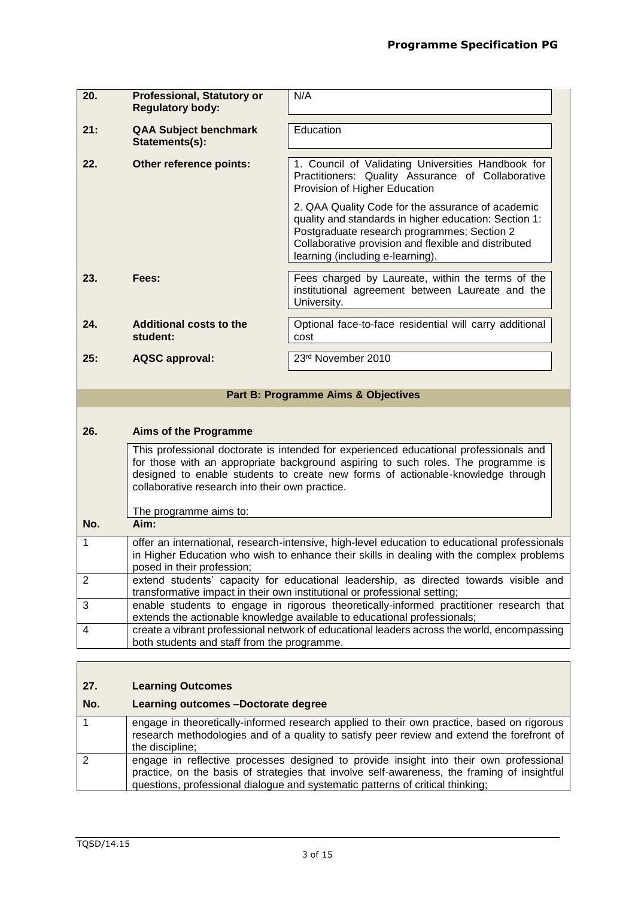| | | |
|---|---|---|
| **20.** | **Professional, Statutory or Regulatory body:** | N/A |
| **21:** | **QAA Subject benchmark Statements(s):** | Education |
| **22.** | **Other reference points:** | 1. Council of Validating Universities Handbook for Practitioners: Quality Assurance of Collaborative Provision of Higher Education<br><br>2. QAA Quality Code for the assurance of academic quality and standards in higher education: Section 1: Postgraduate research programmes; Section 2 Collaborative provision and flexible and distributed learning (including e-learning). |
| **23.** | **Fees:** | Fees charged by Laureate, within the terms of the institutional agreement between Laureate and the University. |
| **24.** | **Additional costs to the student:** | Optional face-to-face residential will carry additional cost |
| **25:** | **AQSC approval:** | 23rd November 2010 |

## Part B: Programme Aims & Objectives

### 26. Aims of the Programme

This professional doctorate is intended for experienced educational professionals and for those with an appropriate background aspiring to such roles. The programme is designed to enable students to create new forms of actionable-knowledge through collaborative research into their own practice.

The programme aims to:

| No. | Aim: |
|---|---|
| 1 | offer an international, research-intensive, high-level education to educational professionals in Higher Education who wish to enhance their skills in dealing with the complex problems posed in their profession; |
| 2 | extend students' capacity for educational leadership, as directed towards visible and transformative impact in their own institutional or professional setting; |
| 3 | enable students to engage in rigorous theoretically-informed practitioner research that extends the actionable knowledge available to educational professionals; |
| 4 | create a vibrant professional network of educational leaders across the world, encompassing both students and staff from the programme. |

### 27. Learning Outcomes

| No. | Learning outcomes –Doctorate degree |
|---|---|
| 1 | engage in theoretically-informed research applied to their own practice, based on rigorous research methodologies and of a quality to satisfy peer review and extend the forefront of the discipline; |
| 2 | engage in reflective processes designed to provide insight into their own professional practice, on the basis of strategies that involve self-awareness, the framing of insightful questions, professional dialogue and systematic patterns of critical thinking; |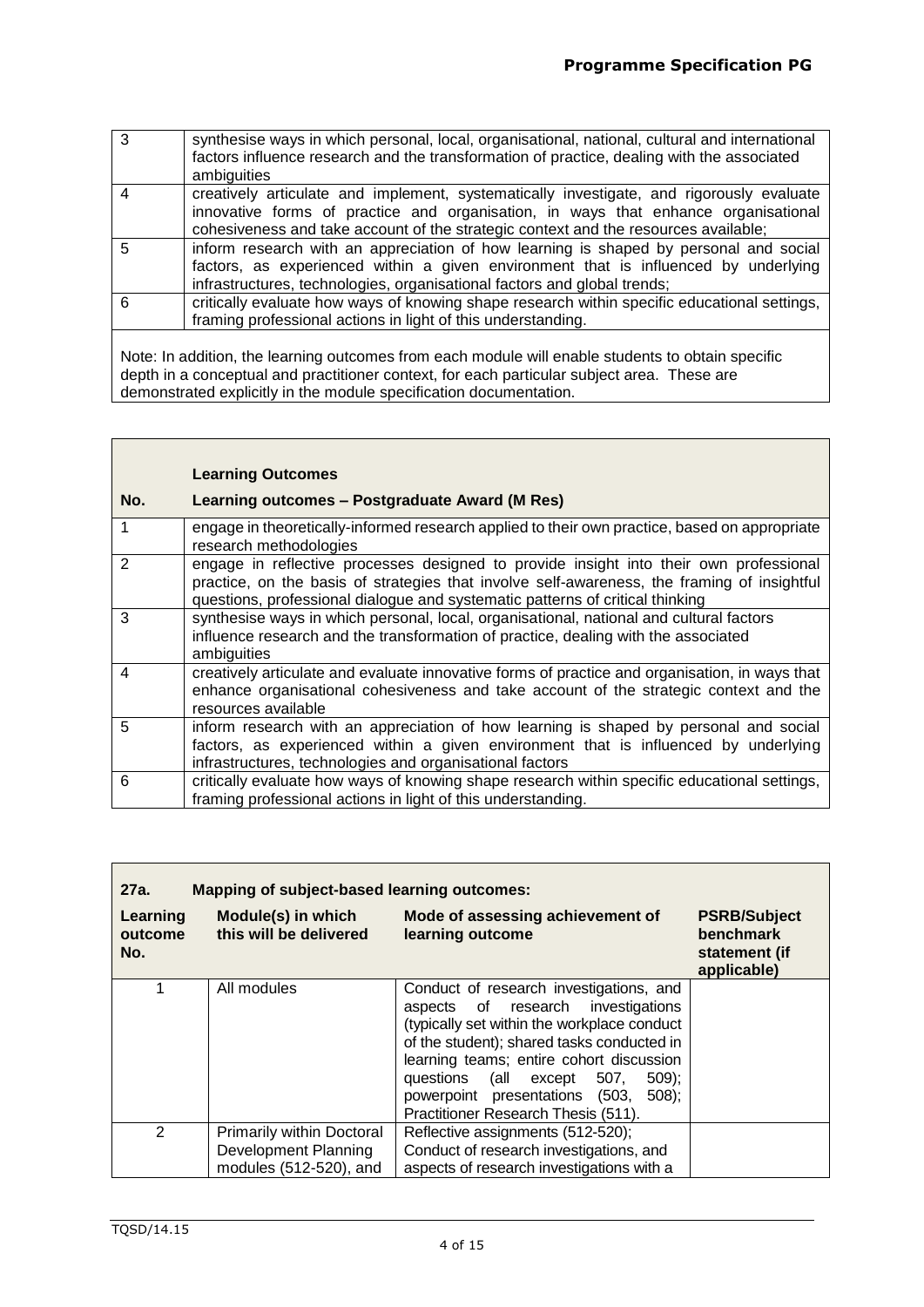| | |
|---|---|
| 3 | synthesise ways in which personal, local, organisational, national, cultural and international factors influence research and the transformation of practice, dealing with the associated ambiguities |
| 4 | creatively articulate and implement, systematically investigate, and rigorously evaluate innovative forms of practice and organisation, in ways that enhance organisational cohesiveness and take account of the strategic context and the resources available; |
| 5 | inform research with an appreciation of how learning is shaped by personal and social factors, as experienced within a given environment that is influenced by underlying infrastructures, technologies, organisational factors and global trends; |
| 6 | critically evaluate how ways of knowing shape research within specific educational settings, framing professional actions in light of this understanding. |

Note: In addition, the learning outcomes from each module will enable students to obtain specific depth in a conceptual and practitioner context, for each particular subject area. These are demonstrated explicitly in the module specification documentation.

| No. | Learning Outcomes<br>Learning outcomes – Postgraduate Award (M Res) |
|---|---|
| 1 | engage in theoretically-informed research applied to their own practice, based on appropriate research methodologies |
| 2 | engage in reflective processes designed to provide insight into their own professional practice, on the basis of strategies that involve self-awareness, the framing of insightful questions, professional dialogue and systematic patterns of critical thinking |
| 3 | synthesise ways in which personal, local, organisational, national and cultural factors influence research and the transformation of practice, dealing with the associated ambiguities |
| 4 | creatively articulate and evaluate innovative forms of practice and organisation, in ways that enhance organisational cohesiveness and take account of the strategic context and the resources available |
| 5 | inform research with an appreciation of how learning is shaped by personal and social factors, as experienced within a given environment that is influenced by underlying infrastructures, technologies and organisational factors |
| 6 | critically evaluate how ways of knowing shape research within specific educational settings, framing professional actions in light of this understanding. |

**27a. Mapping of subject-based learning outcomes:**

| Learning outcome No. | Module(s) in which this will be delivered | Mode of assessing achievement of learning outcome | PSRB/Subject benchmark statement (if applicable) |
|---|---|---|---|
| 1 | All modules | Conduct of research investigations, and aspects of research investigations (typically set within the workplace conduct of the student); shared tasks conducted in learning teams; entire cohort discussion questions (all except 507, 509); powerpoint presentations (503, 508); Practitioner Research Thesis (511). | |
| 2 | Primarily within Doctoral Development Planning modules (512-520), and | Reflective assignments (512-520);<br>Conduct of research investigations, and aspects of research investigations with a | |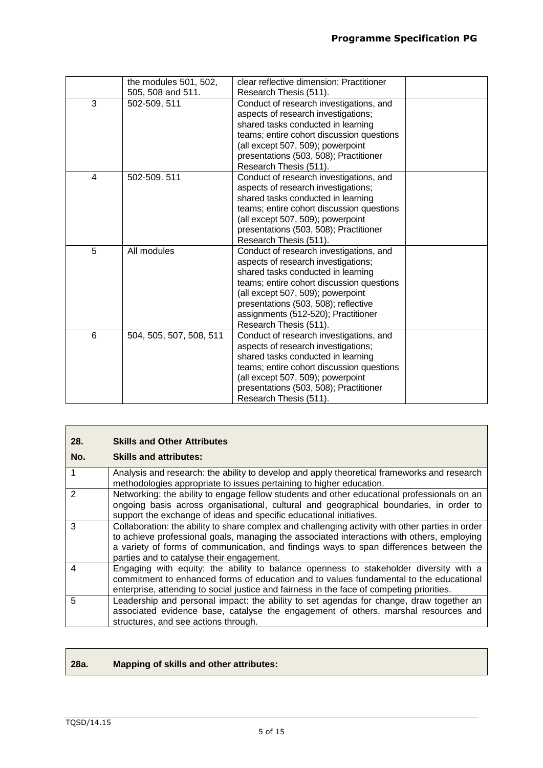| | | | |
|---|---|---|---|
| | the modules 501, 502, 505, 508 and 511. | clear reflective dimension; Practitioner Research Thesis (511). | |
| 3 | 502-509, 511 | Conduct of research investigations, and aspects of research investigations; shared tasks conducted in learning teams; entire cohort discussion questions (all except 507, 509); powerpoint presentations (503, 508); Practitioner Research Thesis (511). | |
| 4 | 502-509. 511 | Conduct of research investigations, and aspects of research investigations; shared tasks conducted in learning teams; entire cohort discussion questions (all except 507, 509); powerpoint presentations (503, 508); Practitioner Research Thesis (511). | |
| 5 | All modules | Conduct of research investigations, and aspects of research investigations; shared tasks conducted in learning teams; entire cohort discussion questions (all except 507, 509); powerpoint presentations (503, 508); reflective assignments (512-520); Practitioner Research Thesis (511). | |
| 6 | 504, 505, 507, 508, 511 | Conduct of research investigations, and aspects of research investigations; shared tasks conducted in learning teams; entire cohort discussion questions (all except 507, 509); powerpoint presentations (503, 508); Practitioner Research Thesis (511). | |

**28. Skills and Other Attributes**

| No. | Skills and attributes: |
|---|---|
| 1 | Analysis and research: the ability to develop and apply theoretical frameworks and research methodologies appropriate to issues pertaining to higher education. |
| 2 | Networking: the ability to engage fellow students and other educational professionals on an ongoing basis across organisational, cultural and geographical boundaries, in order to support the exchange of ideas and specific educational initiatives. |
| 3 | Collaboration: the ability to share complex and challenging activity with other parties in order to achieve professional goals, managing the associated interactions with others, employing a variety of forms of communication, and findings ways to span differences between the parties and to catalyse their engagement. |
| 4 | Engaging with equity: the ability to balance openness to stakeholder diversity with a commitment to enhanced forms of education and to values fundamental to the educational enterprise, attending to social justice and fairness in the face of competing priorities. |
| 5 | Leadership and personal impact: the ability to set agendas for change, draw together an associated evidence base, catalyse the engagement of others, marshal resources and structures, and see actions through. |

**28a. Mapping of skills and other attributes:**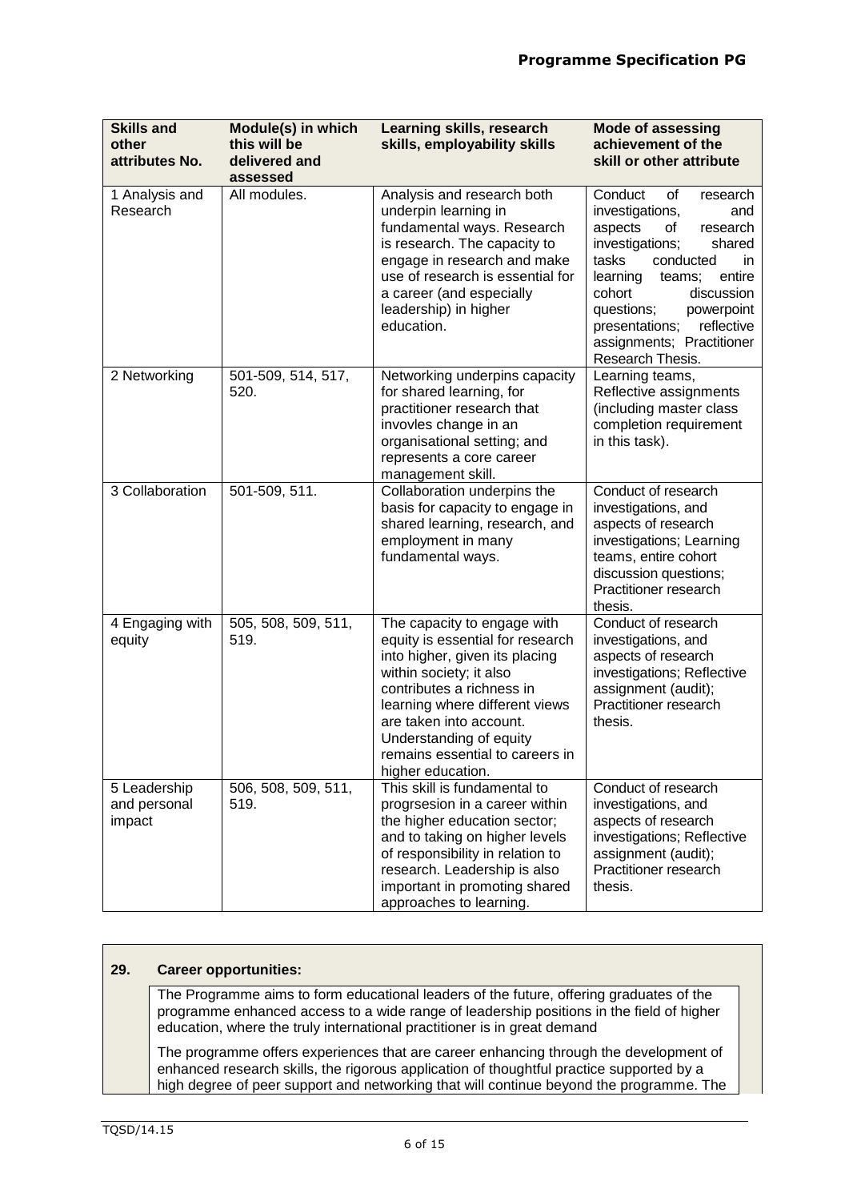| Skills and other attributes No. | Module(s) in which this will be delivered and assessed | Learning skills, research skills, employability skills | Mode of assessing achievement of the skill or other attribute |
|---|---|---|---|
| 1 Analysis and Research | All modules. | Analysis and research both underpin learning in fundamental ways. Research is research. The capacity to engage in research and make use of research is essential for a career (and especially leadership) in higher education. | Conduct of research investigations, and aspects of research investigations; shared tasks conducted in learning teams; entire cohort discussion questions; powerpoint presentations; reflective assignments; Practitioner Research Thesis. |
| 2 Networking | 501-509, 514, 517, 520. | Networking underpins capacity for shared learning, for practitioner research that invovles change in an organisational setting; and represents a core career management skill. | Learning teams, Reflective assignments (including master class completion requirement in this task). |
| 3 Collaboration | 501-509, 511. | Collaboration underpins the basis for capacity to engage in shared learning, research, and employment in many fundamental ways. | Conduct of research investigations, and aspects of research investigations; Learning teams, entire cohort discussion questions; Practitioner research thesis. |
| 4 Engaging with equity | 505, 508, 509, 511, 519. | The capacity to engage with equity is essential for research into higher, given its placing within society; it also contributes a richness in learning where different views are taken into account. Understanding of equity remains essential to careers in higher education. | Conduct of research investigations, and aspects of research investigations; Reflective assignment (audit); Practitioner research thesis. |
| 5 Leadership and personal impact | 506, 508, 509, 511, 519. | This skill is fundamental to progrsesion in a career within the higher education sector; and to taking on higher levels of responsibility in relation to research. Leadership is also important in promoting shared approaches to learning. | Conduct of research investigations, and aspects of research investigations; Reflective assignment (audit); Practitioner research thesis. |

**29. Career opportunities:**

The Programme aims to form educational leaders of the future, offering graduates of the programme enhanced access to a wide range of leadership positions in the field of higher education, where the truly international practitioner is in great demand

The programme offers experiences that are career enhancing through the development of enhanced research skills, the rigorous application of thoughtful practice supported by a high degree of peer support and networking that will continue beyond the programme. The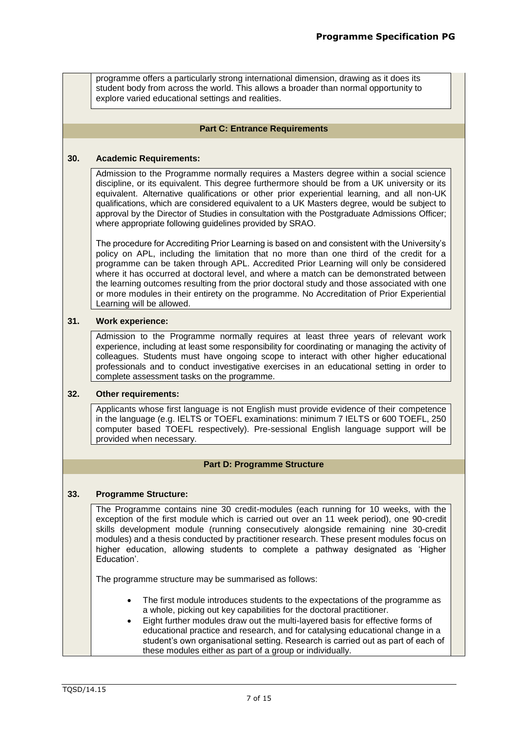programme offers a particularly strong international dimension, drawing as it does its student body from across the world. This allows a broader than normal opportunity to explore varied educational settings and realities.

## Part C: Entrance Requirements

### 30. Academic Requirements:

Admission to the Programme normally requires a Masters degree within a social science discipline, or its equivalent. This degree furthermore should be from a UK university or its equivalent. Alternative qualifications or other prior experiential learning, and all non-UK qualifications, which are considered equivalent to a UK Masters degree, would be subject to approval by the Director of Studies in consultation with the Postgraduate Admissions Officer; where appropriate following guidelines provided by SRAO.

The procedure for Accrediting Prior Learning is based on and consistent with the University's policy on APL, including the limitation that no more than one third of the credit for a programme can be taken through APL. Accredited Prior Learning will only be considered where it has occurred at doctoral level, and where a match can be demonstrated between the learning outcomes resulting from the prior doctoral study and those associated with one or more modules in their entirety on the programme. No Accreditation of Prior Experiential Learning will be allowed.

### 31. Work experience:

Admission to the Programme normally requires at least three years of relevant work experience, including at least some responsibility for coordinating or managing the activity of colleagues. Students must have ongoing scope to interact with other higher educational professionals and to conduct investigative exercises in an educational setting in order to complete assessment tasks on the programme.

### 32. Other requirements:

Applicants whose first language is not English must provide evidence of their competence in the language (e.g. IELTS or TOEFL examinations: minimum 7 IELTS or 600 TOEFL, 250 computer based TOEFL respectively). Pre-sessional English language support will be provided when necessary.

## Part D: Programme Structure

### 33. Programme Structure:

The Programme contains nine 30 credit-modules (each running for 10 weeks, with the exception of the first module which is carried out over an 11 week period), one 90-credit skills development module (running consecutively alongside remaining nine 30-credit modules) and a thesis conducted by practitioner research. These present modules focus on higher education, allowing students to complete a pathway designated as 'Higher Education'.

The programme structure may be summarised as follows:

- The first module introduces students to the expectations of the programme as a whole, picking out key capabilities for the doctoral practitioner.
- Eight further modules draw out the multi-layered basis for effective forms of educational practice and research, and for catalysing educational change in a student's own organisational setting. Research is carried out as part of each of these modules either as part of a group or individually.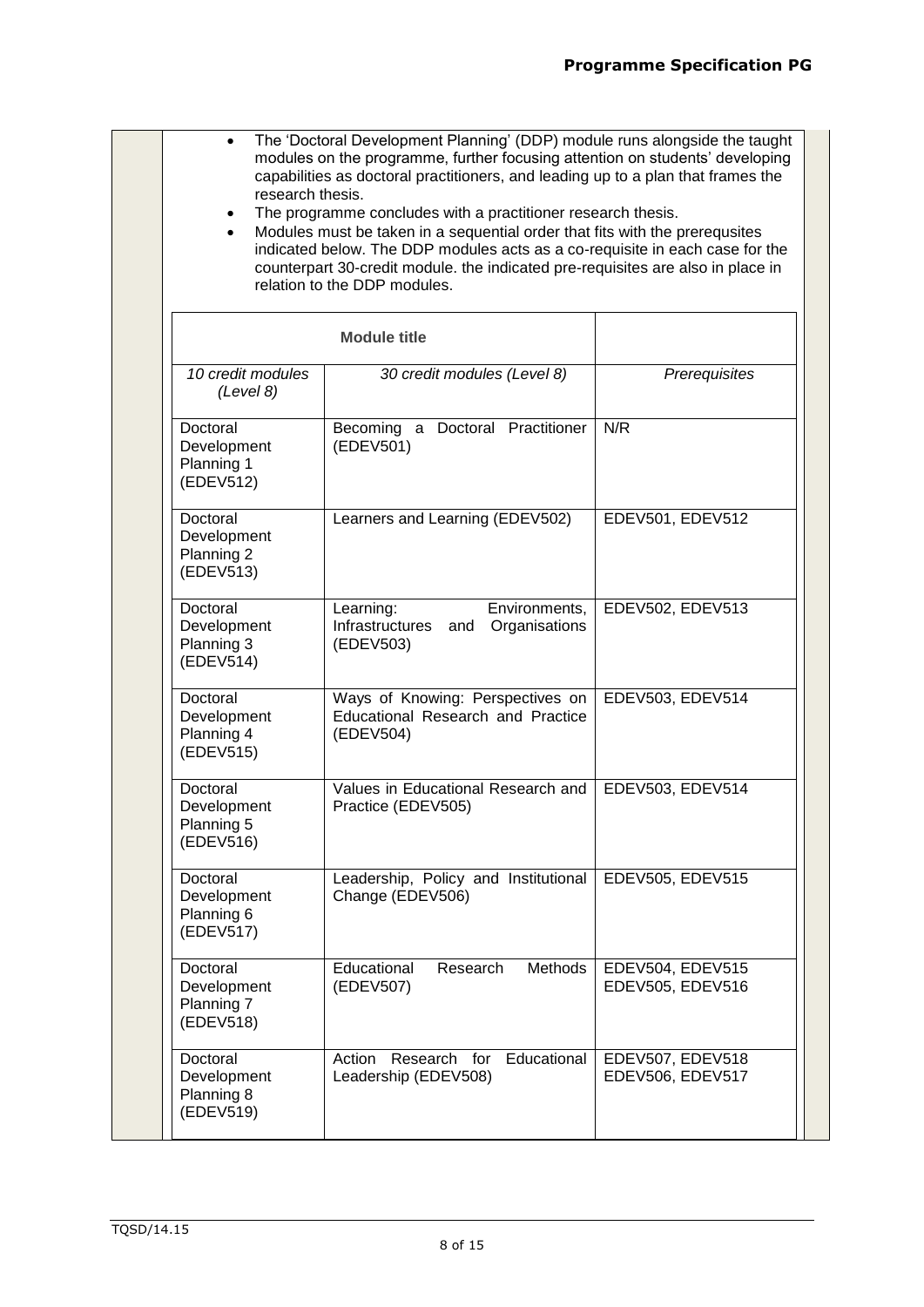- The 'Doctoral Development Planning' (DDP) module runs alongside the taught modules on the programme, further focusing attention on students' developing capabilities as doctoral practitioners, and leading up to a plan that frames the research thesis.
- The programme concludes with a practitioner research thesis.
- Modules must be taken in a sequential order that fits with the prerequsites indicated below. The DDP modules acts as a co-requisite in each case for the counterpart 30-credit module. the indicated pre-requisites are also in place in relation to the DDP modules.

| Module title | | |
|---|---|---|
| *10 credit modules (Level 8)* | *30 credit modules (Level 8)* | *Prerequisites* |
| Doctoral Development Planning 1 (EDEV512) | Becoming a Doctoral Practitioner (EDEV501) | N/R |
| Doctoral Development Planning 2 (EDEV513) | Learners and Learning (EDEV502) | EDEV501, EDEV512 |
| Doctoral Development Planning 3 (EDEV514) | Learning: Environments, Infrastructures and Organisations (EDEV503) | EDEV502, EDEV513 |
| Doctoral Development Planning 4 (EDEV515) | Ways of Knowing: Perspectives on Educational Research and Practice (EDEV504) | EDEV503, EDEV514 |
| Doctoral Development Planning 5 (EDEV516) | Values in Educational Research and Practice (EDEV505) | EDEV503, EDEV514 |
| Doctoral Development Planning 6 (EDEV517) | Leadership, Policy and Institutional Change (EDEV506) | EDEV505, EDEV515 |
| Doctoral Development Planning 7 (EDEV518) | Educational Research Methods (EDEV507) | EDEV504, EDEV515 EDEV505, EDEV516 |
| Doctoral Development Planning 8 (EDEV519) | Action Research for Educational Leadership (EDEV508) | EDEV507, EDEV518 EDEV506, EDEV517 |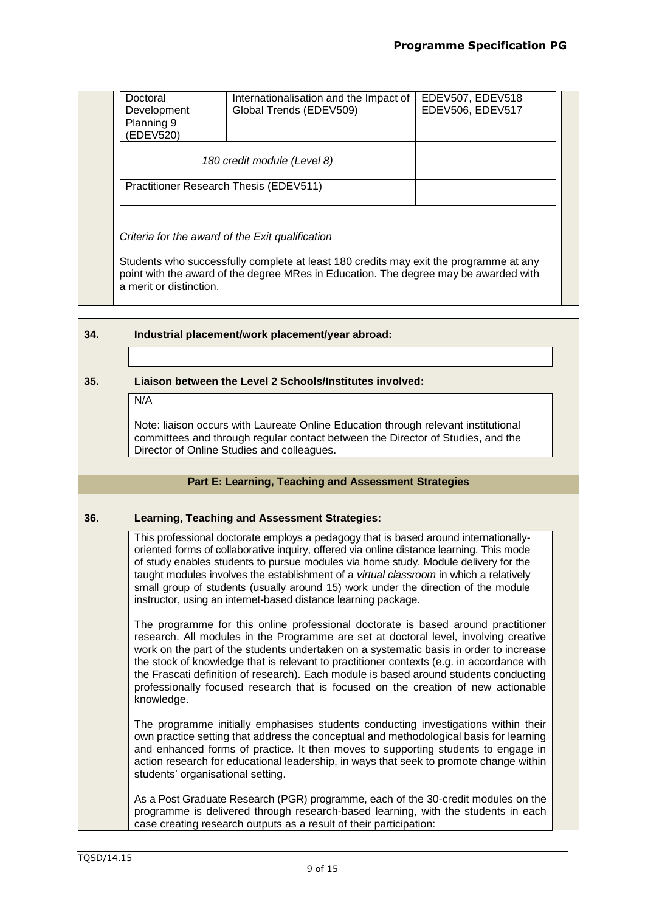| | | |
|---|---|---|
| Doctoral Development Planning 9 (EDEV520) | Internationalisation and the Impact of Global Trends (EDEV509) | EDEV507, EDEV518 EDEV506, EDEV517 |
| *180 credit module (Level 8)* | | |
| Practitioner Research Thesis (EDEV511) | | |

*Criteria for the award of the Exit qualification*

Students who successfully complete at least 180 credits may exit the programme at any point with the award of the degree MRes in Education. The degree may be awarded with a merit or distinction.

**34. Industrial placement/work placement/year abroad:**

**35. Liaison between the Level 2 Schools/Institutes involved:**

N/A

Note: liaison occurs with Laureate Online Education through relevant institutional committees and through regular contact between the Director of Studies, and the Director of Online Studies and colleagues.

## Part E: Learning, Teaching and Assessment Strategies

**36. Learning, Teaching and Assessment Strategies:**

This professional doctorate employs a pedagogy that is based around internationally-oriented forms of collaborative inquiry, offered via online distance learning. This mode of study enables students to pursue modules via home study. Module delivery for the taught modules involves the establishment of a *virtual classroom* in which a relatively small group of students (usually around 15) work under the direction of the module instructor, using an internet-based distance learning package.

The programme for this online professional doctorate is based around practitioner research. All modules in the Programme are set at doctoral level, involving creative work on the part of the students undertaken on a systematic basis in order to increase the stock of knowledge that is relevant to practitioner contexts (e.g. in accordance with the Frascati definition of research). Each module is based around students conducting professionally focused research that is focused on the creation of new actionable knowledge.

The programme initially emphasises students conducting investigations within their own practice setting that address the conceptual and methodological basis for learning and enhanced forms of practice. It then moves to supporting students to engage in action research for educational leadership, in ways that seek to promote change within students' organisational setting.

As a Post Graduate Research (PGR) programme, each of the 30-credit modules on the programme is delivered through research-based learning, with the students in each case creating research outputs as a result of their participation: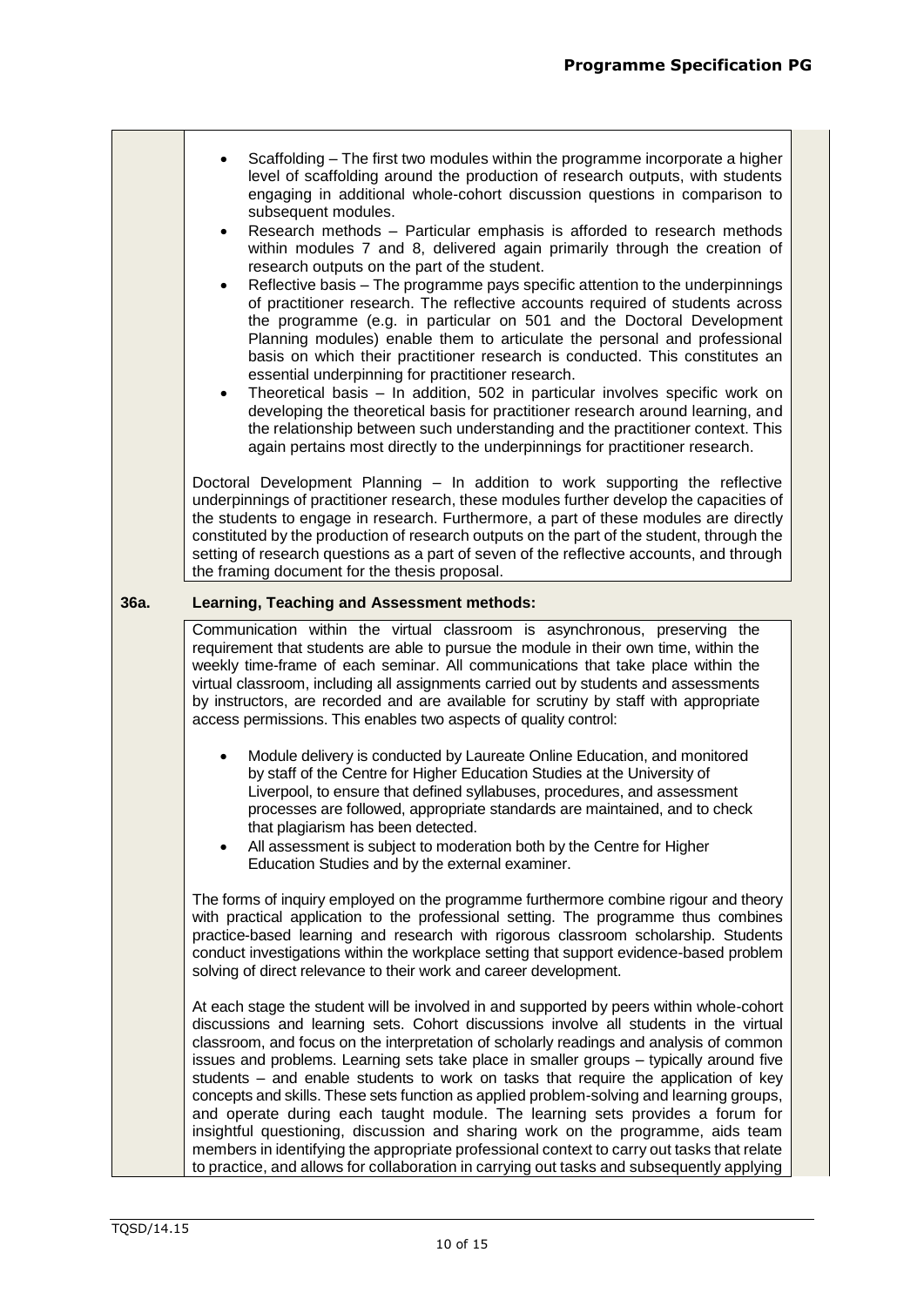- Scaffolding – The first two modules within the programme incorporate a higher level of scaffolding around the production of research outputs, with students engaging in additional whole-cohort discussion questions in comparison to subsequent modules.
- Research methods – Particular emphasis is afforded to research methods within modules 7 and 8, delivered again primarily through the creation of research outputs on the part of the student.
- Reflective basis – The programme pays specific attention to the underpinnings of practitioner research. The reflective accounts required of students across the programme (e.g. in particular on 501 and the Doctoral Development Planning modules) enable them to articulate the personal and professional basis on which their practitioner research is conducted. This constitutes an essential underpinning for practitioner research.
- Theoretical basis – In addition, 502 in particular involves specific work on developing the theoretical basis for practitioner research around learning, and the relationship between such understanding and the practitioner context. This again pertains most directly to the underpinnings for practitioner research.

Doctoral Development Planning – In addition to work supporting the reflective underpinnings of practitioner research, these modules further develop the capacities of the students to engage in research. Furthermore, a part of these modules are directly constituted by the production of research outputs on the part of the student, through the setting of research questions as a part of seven of the reflective accounts, and through the framing document for the thesis proposal.

## 36a. Learning, Teaching and Assessment methods:

Communication within the virtual classroom is asynchronous, preserving the requirement that students are able to pursue the module in their own time, within the weekly time-frame of each seminar. All communications that take place within the virtual classroom, including all assignments carried out by students and assessments by instructors, are recorded and are available for scrutiny by staff with appropriate access permissions. This enables two aspects of quality control:

- Module delivery is conducted by Laureate Online Education, and monitored by staff of the Centre for Higher Education Studies at the University of Liverpool, to ensure that defined syllabuses, procedures, and assessment processes are followed, appropriate standards are maintained, and to check that plagiarism has been detected.
- All assessment is subject to moderation both by the Centre for Higher Education Studies and by the external examiner.

The forms of inquiry employed on the programme furthermore combine rigour and theory with practical application to the professional setting. The programme thus combines practice-based learning and research with rigorous classroom scholarship. Students conduct investigations within the workplace setting that support evidence-based problem solving of direct relevance to their work and career development.

At each stage the student will be involved in and supported by peers within whole-cohort discussions and learning sets. Cohort discussions involve all students in the virtual classroom, and focus on the interpretation of scholarly readings and analysis of common issues and problems. Learning sets take place in smaller groups – typically around five students – and enable students to work on tasks that require the application of key concepts and skills. These sets function as applied problem-solving and learning groups, and operate during each taught module. The learning sets provides a forum for insightful questioning, discussion and sharing work on the programme, aids team members in identifying the appropriate professional context to carry out tasks that relate to practice, and allows for collaboration in carrying out tasks and subsequently applying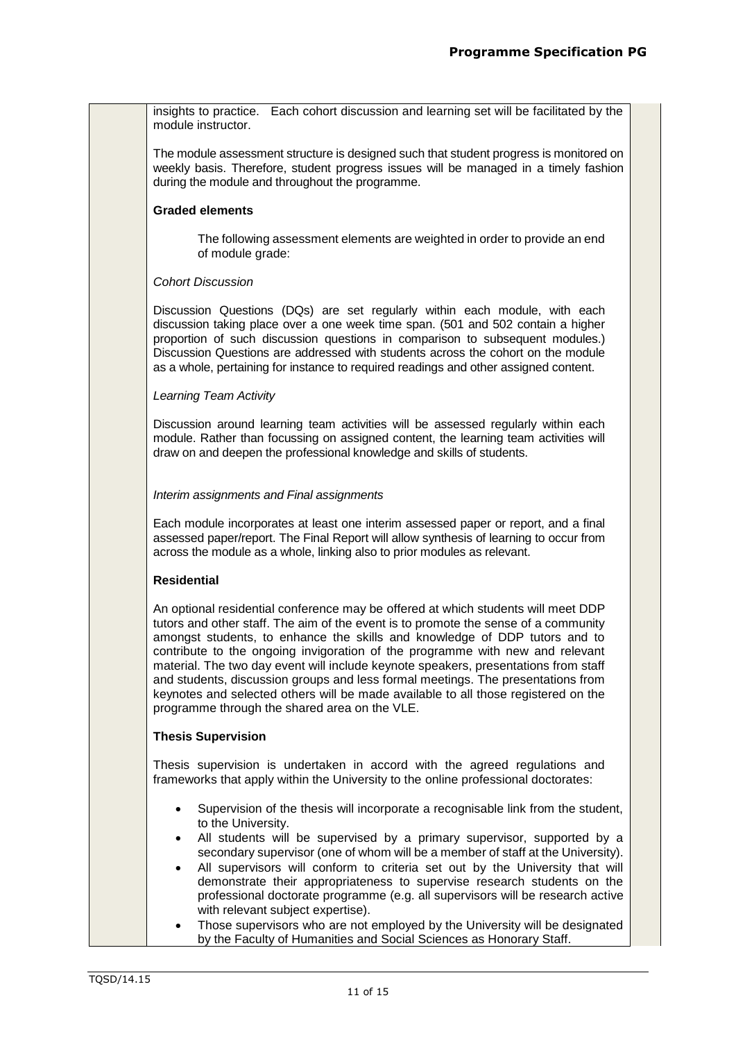insights to practice. Each cohort discussion and learning set will be facilitated by the module instructor.

The module assessment structure is designed such that student progress is monitored on weekly basis. Therefore, student progress issues will be managed in a timely fashion during the module and throughout the programme.

**Graded elements**

The following assessment elements are weighted in order to provide an end of module grade:

*Cohort Discussion*

Discussion Questions (DQs) are set regularly within each module, with each discussion taking place over a one week time span. (501 and 502 contain a higher proportion of such discussion questions in comparison to subsequent modules.) Discussion Questions are addressed with students across the cohort on the module as a whole, pertaining for instance to required readings and other assigned content.

*Learning Team Activity*

Discussion around learning team activities will be assessed regularly within each module. Rather than focussing on assigned content, the learning team activities will draw on and deepen the professional knowledge and skills of students.

*Interim assignments and Final assignments*

Each module incorporates at least one interim assessed paper or report, and a final assessed paper/report. The Final Report will allow synthesis of learning to occur from across the module as a whole, linking also to prior modules as relevant.

**Residential**

An optional residential conference may be offered at which students will meet DDP tutors and other staff. The aim of the event is to promote the sense of a community amongst students, to enhance the skills and knowledge of DDP tutors and to contribute to the ongoing invigoration of the programme with new and relevant material. The two day event will include keynote speakers, presentations from staff and students, discussion groups and less formal meetings. The presentations from keynotes and selected others will be made available to all those registered on the programme through the shared area on the VLE.

**Thesis Supervision**

Thesis supervision is undertaken in accord with the agreed regulations and frameworks that apply within the University to the online professional doctorates:

- Supervision of the thesis will incorporate a recognisable link from the student, to the University.
- All students will be supervised by a primary supervisor, supported by a secondary supervisor (one of whom will be a member of staff at the University).
- All supervisors will conform to criteria set out by the University that will demonstrate their appropriateness to supervise research students on the professional doctorate programme (e.g. all supervisors will be research active with relevant subject expertise).
- Those supervisors who are not employed by the University will be designated by the Faculty of Humanities and Social Sciences as Honorary Staff.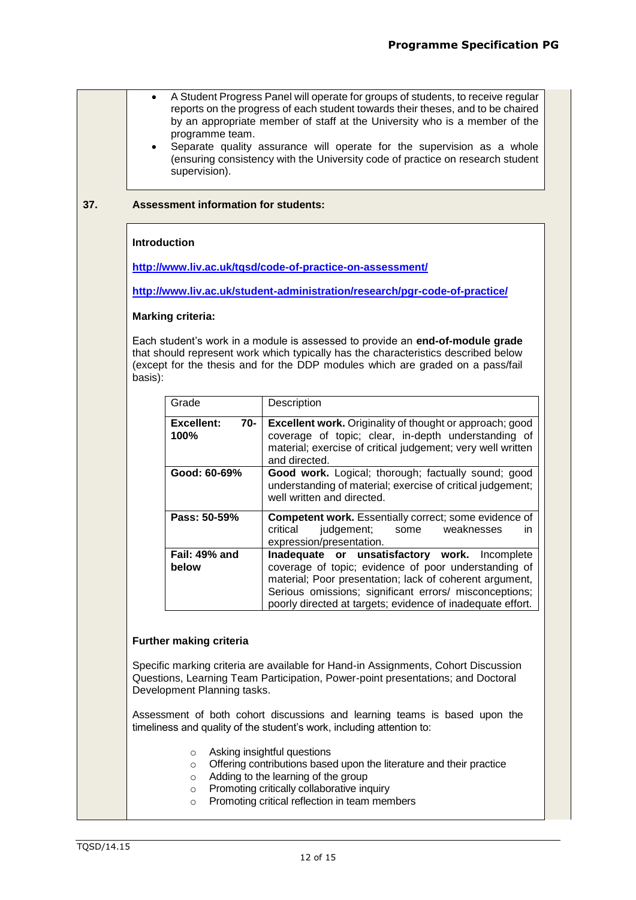- A Student Progress Panel will operate for groups of students, to receive regular reports on the progress of each student towards their theses, and to be chaired by an appropriate member of staff at the University who is a member of the programme team.
- Separate quality assurance will operate for the supervision as a whole (ensuring consistency with the University code of practice on research student supervision).

**37. Assessment information for students:**

**Introduction**

**http://www.liv.ac.uk/tqsd/code-of-practice-on-assessment/**

**http://www.liv.ac.uk/student-administration/research/pgr-code-of-practice/**

**Marking criteria:**

Each student's work in a module is assessed to provide an **end-of-module grade** that should represent work which typically has the characteristics described below (except for the thesis and for the DDP modules which are graded on a pass/fail basis):

| Grade | Description |
|---|---|
| **Excellent: 70-100%** | **Excellent work.** Originality of thought or approach; good coverage of topic; clear, in-depth understanding of material; exercise of critical judgement; very well written and directed. |
| **Good: 60-69%** | **Good work.** Logical; thorough; factually sound; good understanding of material; exercise of critical judgement; well written and directed. |
| **Pass: 50-59%** | **Competent work.** Essentially correct; some evidence of critical judgement; some weaknesses in expression/presentation. |
| **Fail: 49% and below** | **Inadequate or unsatisfactory work.** Incomplete coverage of topic; evidence of poor understanding of material; Poor presentation; lack of coherent argument, Serious omissions; significant errors/ misconceptions; poorly directed at targets; evidence of inadequate effort. |

**Further making criteria**

Specific marking criteria are available for Hand-in Assignments, Cohort Discussion Questions, Learning Team Participation, Power-point presentations; and Doctoral Development Planning tasks.

Assessment of both cohort discussions and learning teams is based upon the timeliness and quality of the student's work, including attention to:

- Asking insightful questions
- Offering contributions based upon the literature and their practice
- Adding to the learning of the group
- Promoting critically collaborative inquiry
- Promoting critical reflection in team members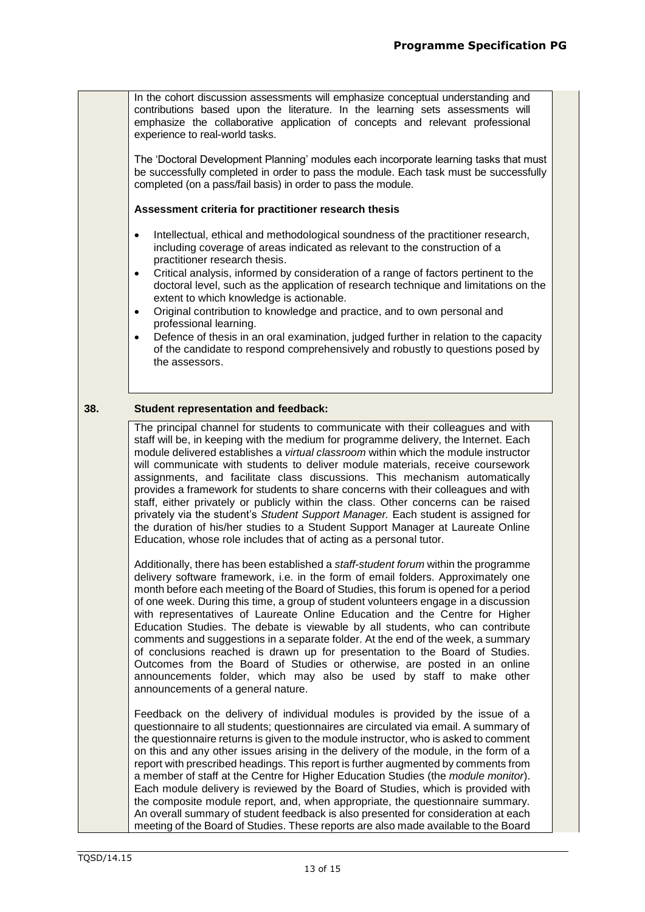In the cohort discussion assessments will emphasize conceptual understanding and contributions based upon the literature. In the learning sets assessments will emphasize the collaborative application of concepts and relevant professional experience to real-world tasks.

The 'Doctoral Development Planning' modules each incorporate learning tasks that must be successfully completed in order to pass the module. Each task must be successfully completed (on a pass/fail basis) in order to pass the module.

**Assessment criteria for practitioner research thesis**

- Intellectual, ethical and methodological soundness of the practitioner research, including coverage of areas indicated as relevant to the construction of a practitioner research thesis.
- Critical analysis, informed by consideration of a range of factors pertinent to the doctoral level, such as the application of research technique and limitations on the extent to which knowledge is actionable.
- Original contribution to knowledge and practice, and to own personal and professional learning.
- Defence of thesis in an oral examination, judged further in relation to the capacity of the candidate to respond comprehensively and robustly to questions posed by the assessors.

## 38. Student representation and feedback:

The principal channel for students to communicate with their colleagues and with staff will be, in keeping with the medium for programme delivery, the Internet. Each module delivered establishes a *virtual classroom* within which the module instructor will communicate with students to deliver module materials, receive coursework assignments, and facilitate class discussions. This mechanism automatically provides a framework for students to share concerns with their colleagues and with staff, either privately or publicly within the class. Other concerns can be raised privately via the student's *Student Support Manager.* Each student is assigned for the duration of his/her studies to a Student Support Manager at Laureate Online Education, whose role includes that of acting as a personal tutor.

Additionally, there has been established a *staff-student forum* within the programme delivery software framework, i.e. in the form of email folders. Approximately one month before each meeting of the Board of Studies, this forum is opened for a period of one week. During this time, a group of student volunteers engage in a discussion with representatives of Laureate Online Education and the Centre for Higher Education Studies. The debate is viewable by all students, who can contribute comments and suggestions in a separate folder. At the end of the week, a summary of conclusions reached is drawn up for presentation to the Board of Studies. Outcomes from the Board of Studies or otherwise, are posted in an online announcements folder, which may also be used by staff to make other announcements of a general nature.

Feedback on the delivery of individual modules is provided by the issue of a questionnaire to all students; questionnaires are circulated via email. A summary of the questionnaire returns is given to the module instructor, who is asked to comment on this and any other issues arising in the delivery of the module, in the form of a report with prescribed headings. This report is further augmented by comments from a member of staff at the Centre for Higher Education Studies (the *module monitor*). Each module delivery is reviewed by the Board of Studies, which is provided with the composite module report, and, when appropriate, the questionnaire summary. An overall summary of student feedback is also presented for consideration at each meeting of the Board of Studies. These reports are also made available to the Board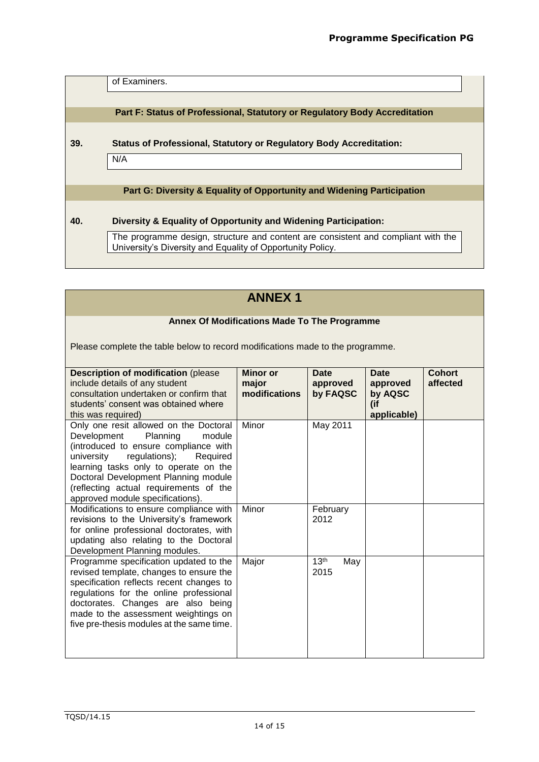of Examiners.

## Part F: Status of Professional, Statutory or Regulatory Body Accreditation

**39. Status of Professional, Statutory or Regulatory Body Accreditation:**

N/A

## Part G: Diversity & Equality of Opportunity and Widening Participation

**40. Diversity & Equality of Opportunity and Widening Participation:**

The programme design, structure and content are consistent and compliant with the University's Diversity and Equality of Opportunity Policy.

# ANNEX 1

### Annex Of Modifications Made To The Programme

Please complete the table below to record modifications made to the programme.

| **Description of modification** (please include details of any student consultation undertaken or confirm that students' consent was obtained where this was required) | **Minor or major modifications** | **Date approved by FAQSC** | **Date approved by AQSC (if applicable)** | **Cohort affected** |
|---|---|---|---|---|
| Only one resit allowed on the Doctoral Development Planning module (introduced to ensure compliance with university regulations); Required learning tasks only to operate on the Doctoral Development Planning module (reflecting actual requirements of the approved module specifications). | Minor | May 2011 | | |
| Modifications to ensure compliance with revisions to the University's framework for online professional doctorates, with updating also relating to the Doctoral Development Planning modules. | Minor | February 2012 | | |
| Programme specification updated to the revised template, changes to ensure the specification reflects recent changes to regulations for the online professional doctorates. Changes are also being made to the assessment weightings on five pre-thesis modules at the same time. | Major | 13th May 2015 | | |

TQSD/14.15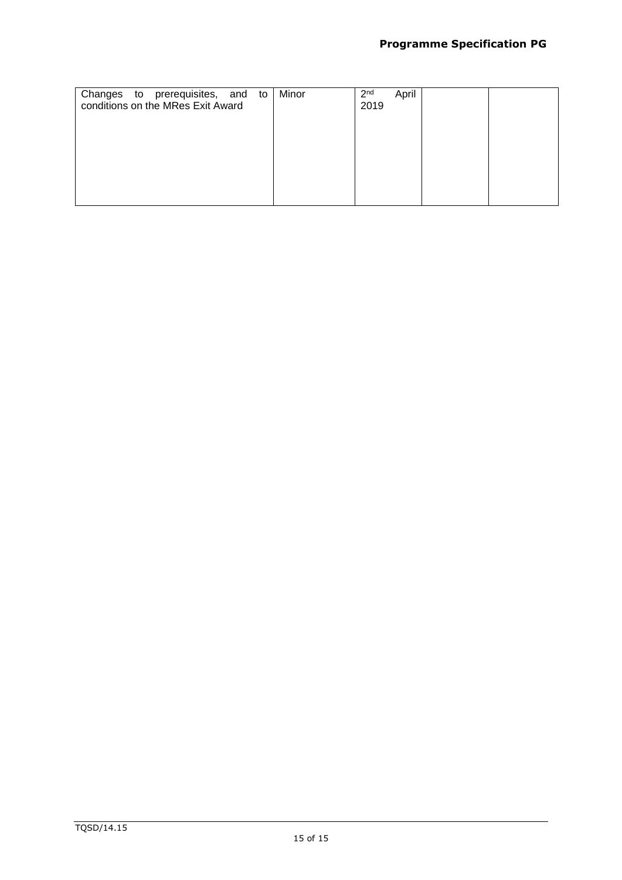| | | | | |
|---|---|---|---|---|
| Changes to prerequisites, and to conditions on the MRes Exit Award | Minor | 2nd April 2019 | | |